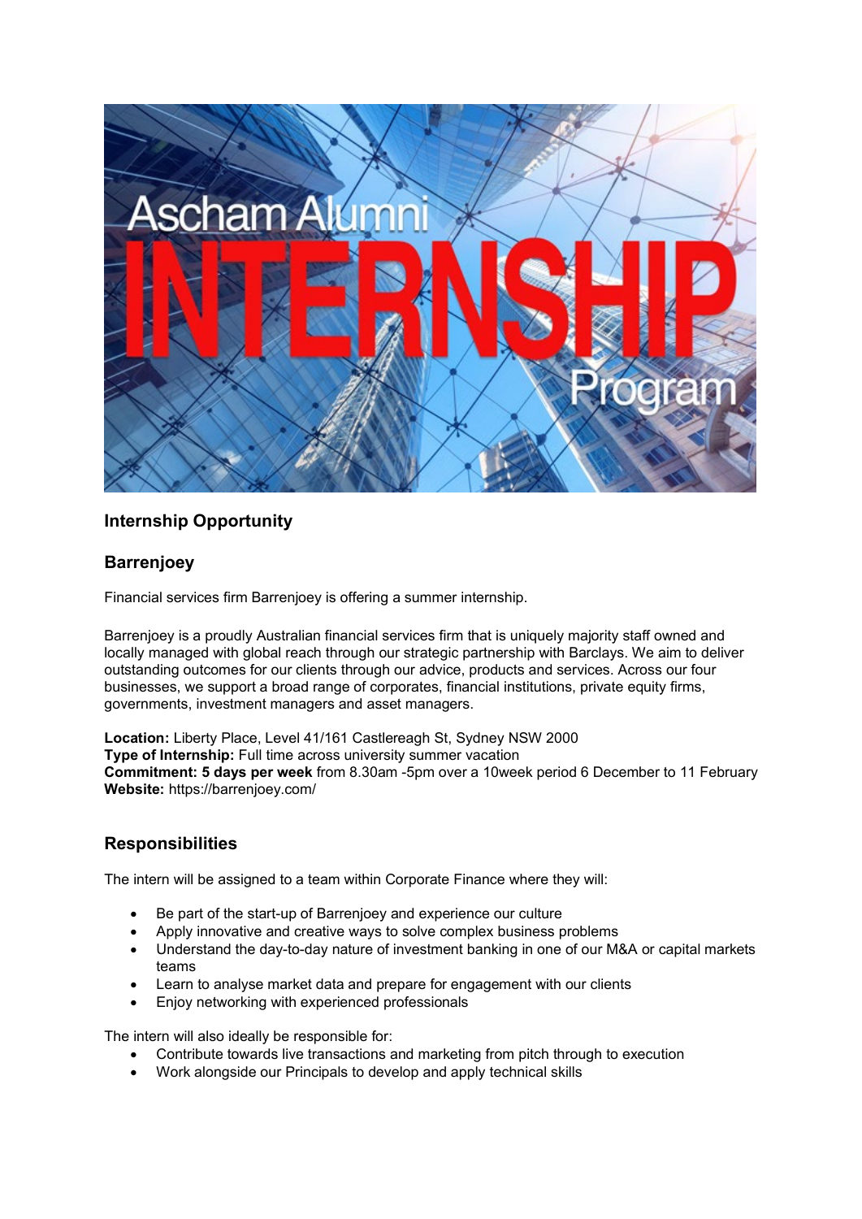## Internship Opportunity

## Barrenjoey

Financial services firm Barrenjoey is offering a summer internship.

Barrenjoey is a proudly Australian financial services firm that is uniquely majority staff owned and locally managed with global reach through our strategic partnership with Barclays. We aim to deliver outstanding outcomes for our clients through our advice, products and services. Across our four businesses, we support a broad range of corporates, financial institutions, private equity firms, governments, investment managers and asset managers.

**Location:** Liberty Place, Level 41/161 Castlereagh St, Sydney NSW 2000
**Type of Internship:** Full time across university summer vacation
**Commitment: 5 days per week** from 8.30am -5pm over a 10week period 6 December to 11 February
**Website:** https://barrenjoey.com/

## Responsibilities

The intern will be assigned to a team within Corporate Finance where they will:

- Be part of the start-up of Barrenjoey and experience our culture
- Apply innovative and creative ways to solve complex business problems
- Understand the day-to-day nature of investment banking in one of our M&A or capital markets teams
- Learn to analyse market data and prepare for engagement with our clients
- Enjoy networking with experienced professionals

The intern will also ideally be responsible for:

- Contribute towards live transactions and marketing from pitch through to execution
- Work alongside our Principals to develop and apply technical skills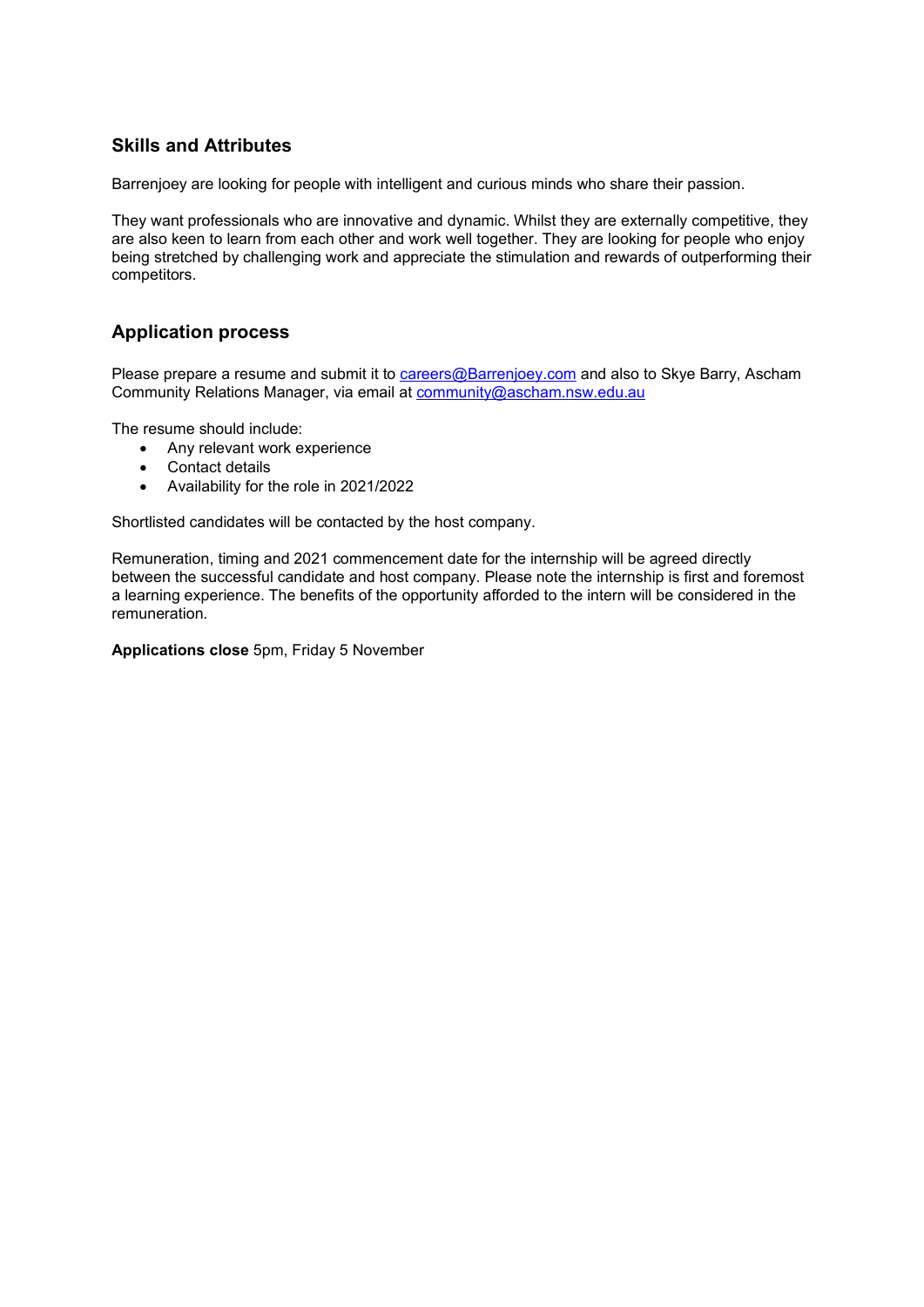## Skills and Attributes

Barrenjoey are looking for people with intelligent and curious minds who share their passion.

They want professionals who are innovative and dynamic. Whilst they are externally competitive, they are also keen to learn from each other and work well together. They are looking for people who enjoy being stretched by challenging work and appreciate the stimulation and rewards of outperforming their competitors.

## Application process

Please prepare a resume and submit it to careers@Barrenjoey.com and also to Skye Barry, Ascham Community Relations Manager, via email at community@ascham.nsw.edu.au

The resume should include:

- Any relevant work experience
- Contact details
- Availability for the role in 2021/2022

Shortlisted candidates will be contacted by the host company.

Remuneration, timing and 2021 commencement date for the internship will be agreed directly between the successful candidate and host company. Please note the internship is first and foremost a learning experience. The benefits of the opportunity afforded to the intern will be considered in the remuneration.

**Applications close** 5pm, Friday 5 November